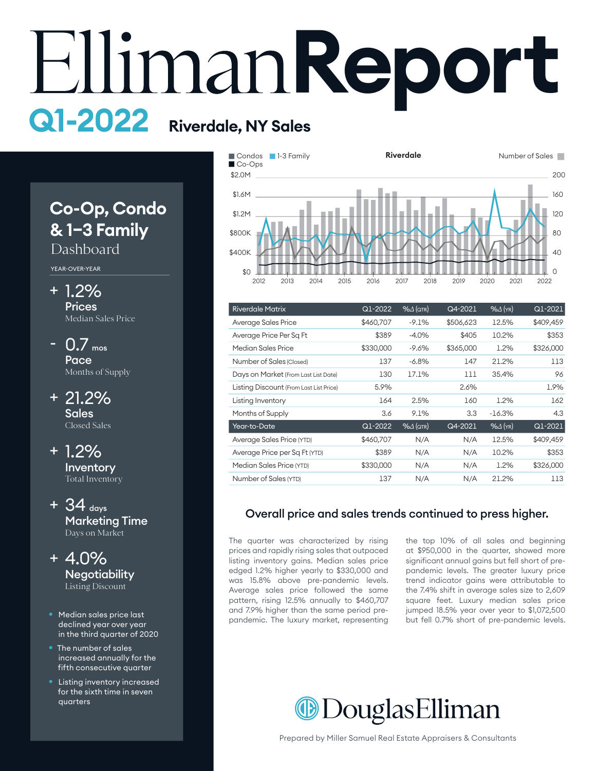# EllimanReport

## Q1-2022 Riverdale, NY Sales

## Co-Op, Condo & 1–3 Family Dashboard

YEAR-OVER-YEAR

**+ 1.2%**
**Prices**
Median Sales Price

**- 0.7 mos**
**Pace**
Months of Supply

**+ 21.2%**
**Sales**
Closed Sales

**+ 1.2%**
**Inventory**
Total Inventory

**+ 34 days**
**Marketing Time**
Days on Market

**+ 4.0%**
**Negotiability**
Listing Discount

- Median sales price last declined year over year in the third quarter of 2020
- The number of sales increased annually for the fifth consecutive quarter
- Listing inventory increased for the sixth time in seven quarters

Riverdale

Condos | 1-3 Family | Co-Ops | Number of Sales

| Riverdale Matrix | Q1-2022 | %Δ (QTR) | Q4-2021 | %Δ (YR) | Q1-2021 |
|---|---|---|---|---|---|
| Average Sales Price | $460,707 | -9.1% | $506,623 | 12.5% | $409,459 |
| Average Price Per Sq Ft | $389 | -4.0% | $405 | 10.2% | $353 |
| Median Sales Price | $330,000 | -9.6% | $365,000 | 1.2% | $326,000 |
| Number of Sales (Closed) | 137 | -6.8% | 147 | 21.2% | 113 |
| Days on Market (From Last List Date) | 130 | 17.1% | 111 | 35.4% | 96 |
| Listing Discount (From Last List Price) | 5.9% | | 2.6% | | 1.9% |
| Listing Inventory | 164 | 2.5% | 160 | 1.2% | 162 |
| Months of Supply | 3.6 | 9.1% | 3.3 | -16.3% | 4.3 |
| **Year-to-Date** | **Q1-2022** | **%Δ (QTR)** | **Q4-2021** | **%Δ (YR)** | **Q1-2021** |
| Average Sales Price (YTD) | $460,707 | N/A | N/A | 12.5% | $409,459 |
| Average Price per Sq Ft (YTD) | $389 | N/A | N/A | 10.2% | $353 |
| Median Sales Price (YTD) | $330,000 | N/A | N/A | 1.2% | $326,000 |
| Number of Sales (YTD) | 137 | N/A | N/A | 21.2% | 113 |

### Overall price and sales trends continued to press higher.

The quarter was characterized by rising prices and rapidly rising sales that outpaced listing inventory gains. Median sales price edged 1.2% higher yearly to $330,000 and was 15.8% above pre-pandemic levels. Average sales price followed the same pattern, rising 12.5% annually to $460,707 and 7.9% higher than the same period pre-pandemic. The luxury market, representing the top 10% of all sales and beginning at $950,000 in the quarter, showed more significant annual gains but fell short of pre-pandemic levels. The greater luxury price trend indicator gains were attributable to the 7.4% shift in average sales size to 2,609 square feet. Luxury median sales price jumped 18.5% year over year to $1,072,500 but fell 0.7% short of pre-pandemic levels.

DouglasElliman

Prepared by Miller Samuel Real Estate Appraisers & Consultants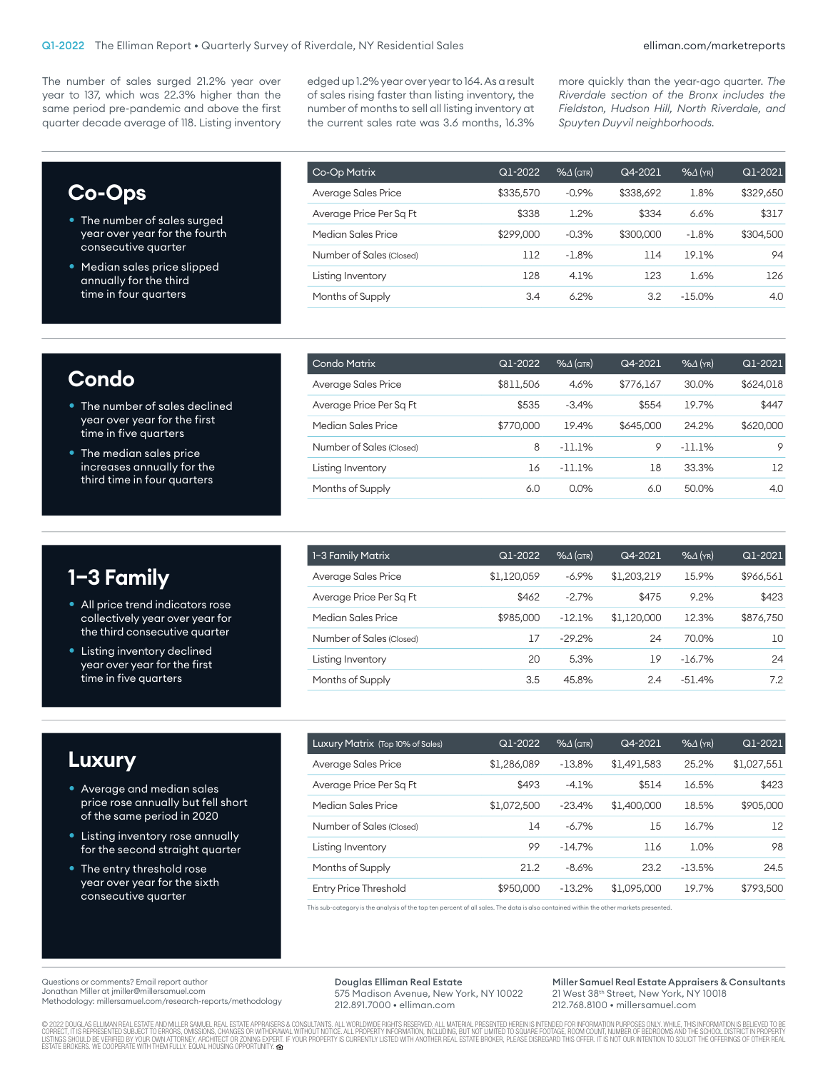The number of sales surged 21.2% year over year to 137, which was 22.3% higher than the same period pre-pandemic and above the first quarter decade average of 118. Listing inventory edged up 1.2% year over year to 164. As a result of sales rising faster than listing inventory, the number of months to sell all listing inventory at the current sales rate was 3.6 months, 16.3% more quickly than the year-ago quarter. *The Riverdale section of the Bronx includes the Fieldston, Hudson Hill, North Riverdale, and Spuyten Duyvil neighborhoods.*

## Co-Ops

- The number of sales surged year over year for the fourth consecutive quarter
- Median sales price slipped annually for the third time in four quarters

| Co-Op Matrix | Q1-2022 | %Δ (QTR) | Q4-2021 | %Δ (YR) | Q1-2021 |
|---|---|---|---|---|---|
| Average Sales Price | $335,570 | -0.9% | $338,692 | 1.8% | $329,650 |
| Average Price Per Sq Ft | $338 | 1.2% | $334 | 6.6% | $317 |
| Median Sales Price | $299,000 | -0.3% | $300,000 | -1.8% | $304,500 |
| Number of Sales (Closed) | 112 | -1.8% | 114 | 19.1% | 94 |
| Listing Inventory | 128 | 4.1% | 123 | 1.6% | 126 |
| Months of Supply | 3.4 | 6.2% | 3.2 | -15.0% | 4.0 |

## Condo

- The number of sales declined year over year for the first time in five quarters
- The median sales price increases annually for the third time in four quarters

| Condo Matrix | Q1-2022 | %Δ (QTR) | Q4-2021 | %Δ (YR) | Q1-2021 |
|---|---|---|---|---|---|
| Average Sales Price | $811,506 | 4.6% | $776,167 | 30.0% | $624,018 |
| Average Price Per Sq Ft | $535 | -3.4% | $554 | 19.7% | $447 |
| Median Sales Price | $770,000 | 19.4% | $645,000 | 24.2% | $620,000 |
| Number of Sales (Closed) | 8 | -11.1% | 9 | -11.1% | 9 |
| Listing Inventory | 16 | -11.1% | 18 | 33.3% | 12 |
| Months of Supply | 6.0 | 0.0% | 6.0 | 50.0% | 4.0 |

## 1-3 Family

- All price trend indicators rose collectively year over year for the third consecutive quarter
- Listing inventory declined year over year for the first time in five quarters

| 1-3 Family Matrix | Q1-2022 | %Δ (QTR) | Q4-2021 | %Δ (YR) | Q1-2021 |
|---|---|---|---|---|---|
| Average Sales Price | $1,120,059 | -6.9% | $1,203,219 | 15.9% | $966,561 |
| Average Price Per Sq Ft | $462 | -2.7% | $475 | 9.2% | $423 |
| Median Sales Price | $985,000 | -12.1% | $1,120,000 | 12.3% | $876,750 |
| Number of Sales (Closed) | 17 | -29.2% | 24 | 70.0% | 10 |
| Listing Inventory | 20 | 5.3% | 19 | -16.7% | 24 |
| Months of Supply | 3.5 | 45.8% | 2.4 | -51.4% | 7.2 |

## Luxury

- Average and median sales price rose annually but fell short of the same period in 2020
- Listing inventory rose annually for the second straight quarter
- The entry threshold rose year over year for the sixth consecutive quarter

| Luxury Matrix (Top 10% of Sales) | Q1-2022 | %Δ (QTR) | Q4-2021 | %Δ (YR) | Q1-2021 |
|---|---|---|---|---|---|
| Average Sales Price | $1,286,089 | -13.8% | $1,491,583 | 25.2% | $1,027,551 |
| Average Price Per Sq Ft | $493 | -4.1% | $514 | 16.5% | $423 |
| Median Sales Price | $1,072,500 | -23.4% | $1,400,000 | 18.5% | $905,000 |
| Number of Sales (Closed) | 14 | -6.7% | 15 | 16.7% | 12 |
| Listing Inventory | 99 | -14.7% | 116 | 1.0% | 98 |
| Months of Supply | 21.2 | -8.6% | 23.2 | -13.5% | 24.5 |
| Entry Price Threshold | $950,000 | -13.2% | $1,095,000 | 19.7% | $793,500 |

This sub-category is the analysis of the top ten percent of all sales. The data is also contained within the other markets presented.

Questions or comments? Email report author Jonathan Miller at jmiller@millersamuel.com
Methodology: millersamuel.com/research-reports/methodology

**Douglas Elliman Real Estate**
575 Madison Avenue, New York, NY 10022
212.891.7000 • elliman.com

**Miller Samuel Real Estate Appraisers & Consultants**
21 West 38th Street, New York, NY 10018
212.768.8100 • millersamuel.com

© 2022 DOUGLAS ELLIMAN REAL ESTATE AND MILLER SAMUEL REAL ESTATE APPRAISERS & CONSULTANTS. ALL WORLDWIDE RIGHTS RESERVED. ALL MATERIAL PRESENTED HEREIN IS INTENDED FOR INFORMATION PURPOSES ONLY. WHILE, THIS INFORMATION IS BELIEVED TO BE CORRECT, IT IS REPRESENTED SUBJECT TO ERRORS, OMISSIONS, CHANGES OR WITHDRAWAL WITHOUT NOTICE. ALL PROPERTY INFORMATION, INCLUDING, BUT NOT LIMITED TO SQUARE FOOTAGE, ROOM COUNT, NUMBER OF BEDROOMS AND THE SCHOOL DISTRICT IN PROPERTY LISTINGS SHOULD BE VERIFIED BY YOUR OWN ATTORNEY, ARCHITECT OR ZONING EXPERT. IF YOUR PROPERTY IS CURRENTLY LISTED WITH ANOTHER REAL ESTATE BROKER, PLEASE DISREGARD THIS OFFER. IT IS NOT OUR INTENTION TO SOLICIT THE OFFERINGS OF OTHER REAL ESTATE BROKERS. WE COOPERATE WITH THEM FULLY. EQUAL HOUSING OPPORTUNITY.